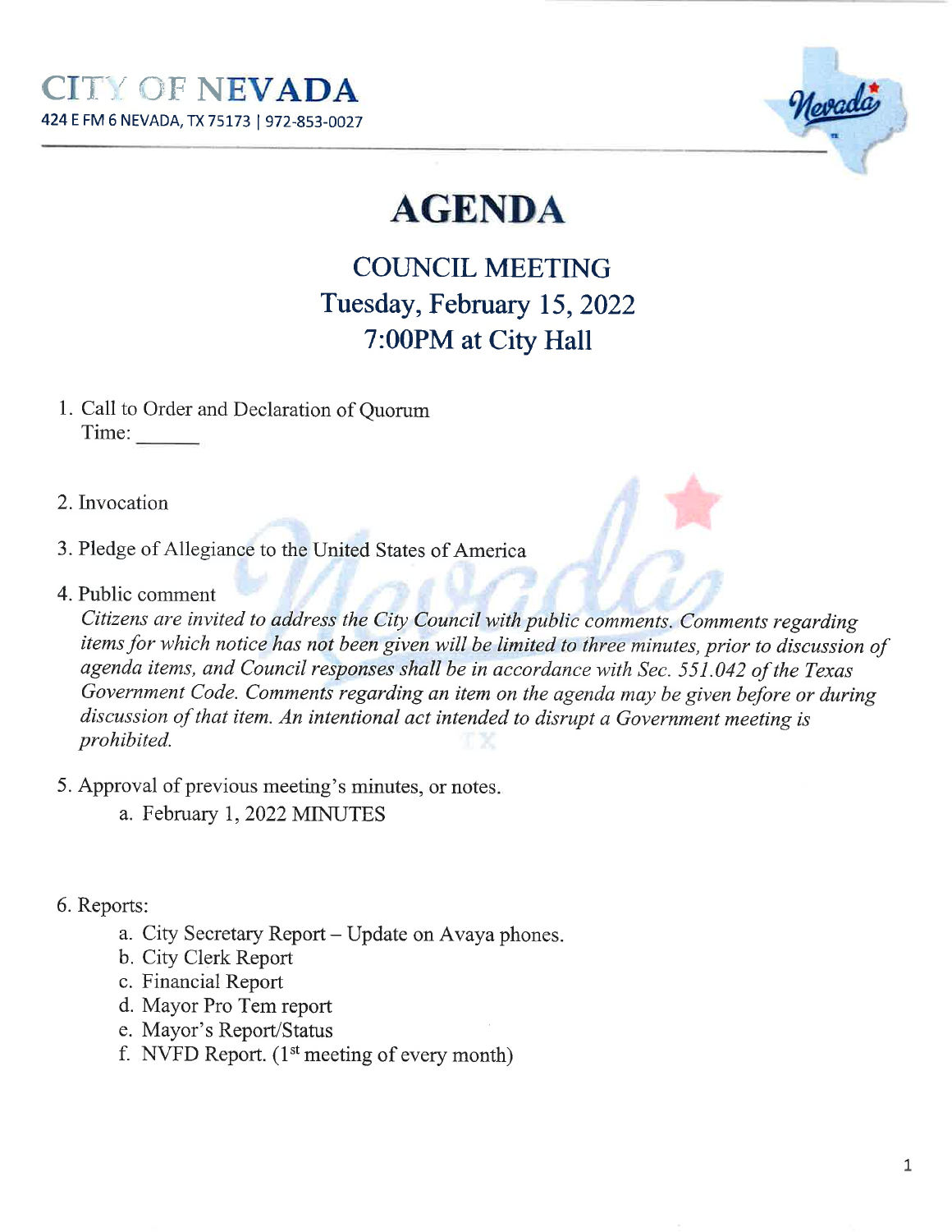# CITY OF NEVADA

424 E FM 6 NEVADA, TX 75173 | 972-853-0027

# AGENDA

## COUNCIL MEETING
## Tuesday, February 15, 2022
## 7:00PM at City Hall

1. Call to Order and Declaration of Quorum
   Time: ______

2. Invocation

3. Pledge of Allegiance to the United States of America

4. Public comment
   *Citizens are invited to address the City Council with public comments. Comments regarding items for which notice has not been given will be limited to three minutes, prior to discussion of agenda items, and Council responses shall be in accordance with Sec. 551.042 of the Texas Government Code. Comments regarding an item on the agenda may be given before or during discussion of that item. An intentional act intended to disrupt a Government meeting is prohibited.*

5. Approval of previous meeting's minutes, or notes.
   a. February 1, 2022 MINUTES

6. Reports:
   a. City Secretary Report – Update on Avaya phones.
   b. City Clerk Report
   c. Financial Report
   d. Mayor Pro Tem report
   e. Mayor's Report/Status
   f. NVFD Report. (1st meeting of every month)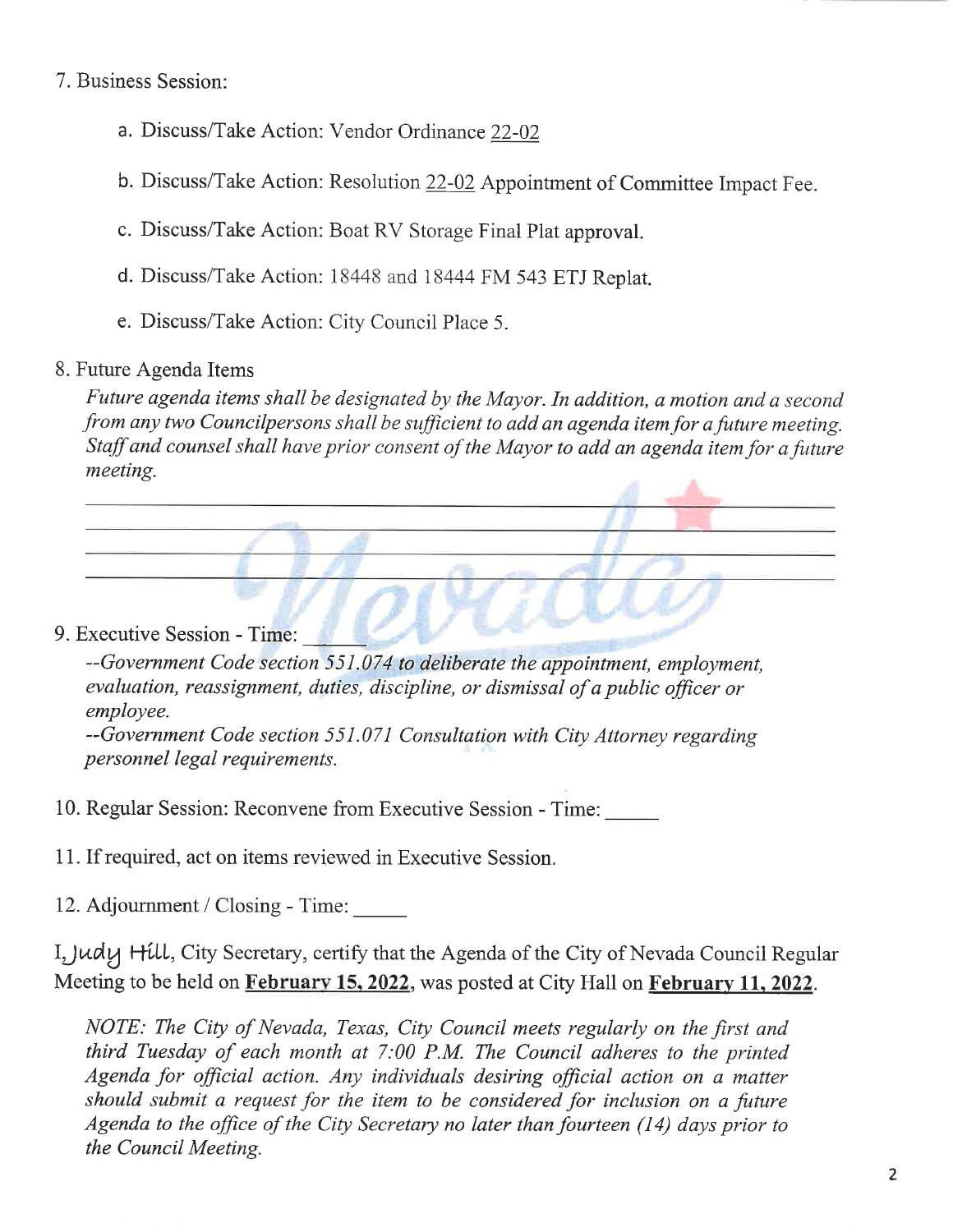7. Business Session:

    a. Discuss/Take Action: Vendor Ordinance 22-02

    b. Discuss/Take Action: Resolution 22-02 Appointment of Committee Impact Fee.

    c. Discuss/Take Action: Boat RV Storage Final Plat approval.

    d. Discuss/Take Action: 18448 and 18444 FM 543 ETJ Replat.

    e. Discuss/Take Action: City Council Place 5.

8. Future Agenda Items

    *Future agenda items shall be designated by the Mayor. In addition, a motion and a second from any two Councilpersons shall be sufficient to add an agenda item for a future meeting. Staff and counsel shall have prior consent of the Mayor to add an agenda item for a future meeting.*

    ______________________________________________

    ______________________________________________

    ______________________________________________

    ______________________________________________

9. Executive Session - Time: _____

    *--Government Code section 551.074 to deliberate the appointment, employment, evaluation, reassignment, duties, discipline, or dismissal of a public officer or employee.*

    *--Government Code section 551.071 Consultation with City Attorney regarding personnel legal requirements.*

10. Regular Session: Reconvene from Executive Session - Time: _____

11. If required, act on items reviewed in Executive Session.

12. Adjournment / Closing - Time: _____

I, Judy Hill, City Secretary, certify that the Agenda of the City of Nevada Council Regular Meeting to be held on **February 15, 2022**, was posted at City Hall on **February 11, 2022**.

*NOTE: The City of Nevada, Texas, City Council meets regularly on the first and third Tuesday of each month at 7:00 P.M. The Council adheres to the printed Agenda for official action. Any individuals desiring official action on a matter should submit a request for the item to be considered for inclusion on a future Agenda to the office of the City Secretary no later than fourteen (14) days prior to the Council Meeting.*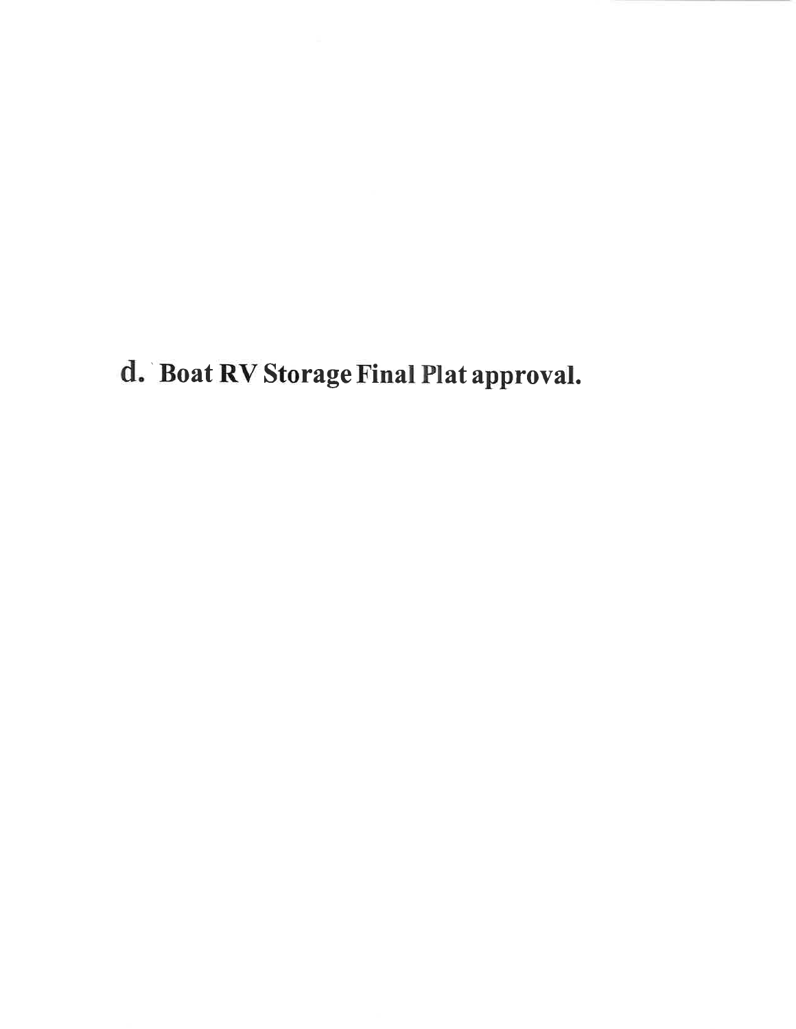**d. Boat RV Storage Final Plat approval.**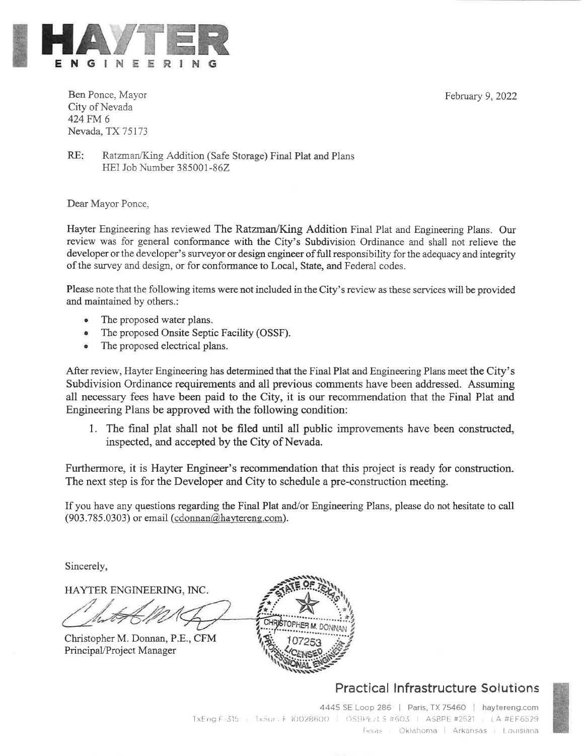# HAYTER
ENGINEERING

Ben Ponce, Mayor
City of Nevada
424 FM 6
Nevada, TX 75173

February 9, 2022

RE: Ratzman/King Addition (Safe Storage) Final Plat and Plans
HEI Job Number 385001-86Z

Dear Mayor Ponce,

Hayter Engineering has reviewed The Ratzman/King Addition Final Plat and Engineering Plans. Our review was for general conformance with the City's Subdivision Ordinance and shall not relieve the developer or the developer's surveyor or design engineer of full responsibility for the adequacy and integrity of the survey and design, or for conformance to Local, State, and Federal codes.

Please note that the following items were not included in the City's review as these services will be provided and maintained by others.:

- The proposed water plans.
- The proposed Onsite Septic Facility (OSSF).
- The proposed electrical plans.

After review, Hayter Engineering has determined that the Final Plat and Engineering Plans meet the City's Subdivision Ordinance requirements and all previous comments have been addressed. Assuming all necessary fees have been paid to the City, it is our recommendation that the Final Plat and Engineering Plans be approved with the following condition:

1. The final plat shall not be filed until all public improvements have been constructed, inspected, and accepted by the City of Nevada.

Furthermore, it is Hayter Engineer's recommendation that this project is ready for construction. The next step is for the Developer and City to schedule a pre-construction meeting.

If you have any questions regarding the Final Plat and/or Engineering Plans, please do not hesitate to call (903.785.0303) or email (cdonnan@haytereng.com).

Sincerely,

HAYTER ENGINEERING, INC.

Christopher M. Donnan, P.E., CFM
Principal/Project Manager

STATE OF TEXAS
CHRISTOPHER M. DONNAN
107253
LICENSED
PROFESSIONAL ENGINEER

**Practical Infrastructure Solutions**

4445 SE Loop 286 | Paris, TX 75460 | haytereng.com
TxEng F-315 | TxSurv F 10028600 | OSBPE/LS #603 | ASBPE #2521 | LA #EF6529
Texas | Oklahoma | Arkansas | Louisiana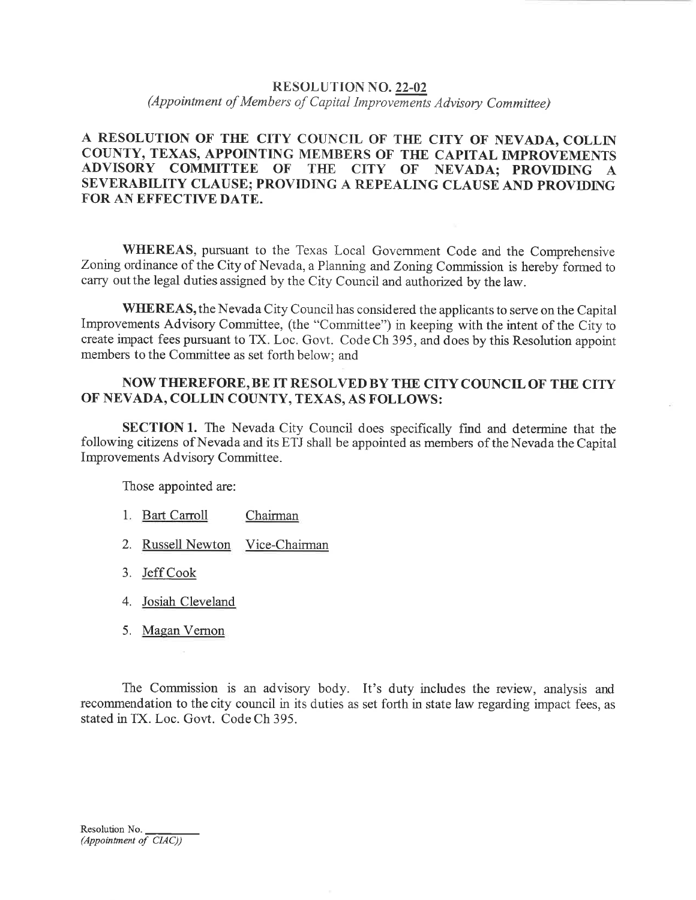# RESOLUTION NO. 22-02

*(Appointment of Members of Capital Improvements Advisory Committee)*

**A RESOLUTION OF THE CITY COUNCIL OF THE CITY OF NEVADA, COLLIN COUNTY, TEXAS, APPOINTING MEMBERS OF THE CAPITAL IMPROVEMENTS ADVISORY COMMITTEE OF THE CITY OF NEVADA; PROVIDING A SEVERABILITY CLAUSE; PROVIDING A REPEALING CLAUSE AND PROVIDING FOR AN EFFECTIVE DATE.**

**WHEREAS**, pursuant to the Texas Local Government Code and the Comprehensive Zoning ordinance of the City of Nevada, a Planning and Zoning Commission is hereby formed to carry out the legal duties assigned by the City Council and authorized by the law.

**WHEREAS,** the Nevada City Council has considered the applicants to serve on the Capital Improvements Advisory Committee, (the "Committee") in keeping with the intent of the City to create impact fees pursuant to TX. Loc. Govt. Code Ch 395, and does by this Resolution appoint members to the Committee as set forth below; and

**NOW THEREFORE, BE IT RESOLVED BY THE CITY COUNCIL OF THE CITY OF NEVADA, COLLIN COUNTY, TEXAS, AS FOLLOWS:**

**SECTION 1.** The Nevada City Council does specifically find and determine that the following citizens of Nevada and its ETJ shall be appointed as members of the Nevada the Capital Improvements Advisory Committee.

Those appointed are:

1. Bart Carroll Chairman
2. Russell Newton Vice-Chairman
3. Jeff Cook
4. Josiah Cleveland
5. Magan Vernon

The Commission is an advisory body. It's duty includes the review, analysis and recommendation to the city council in its duties as set forth in state law regarding impact fees, as stated in TX. Loc. Govt. Code Ch 395.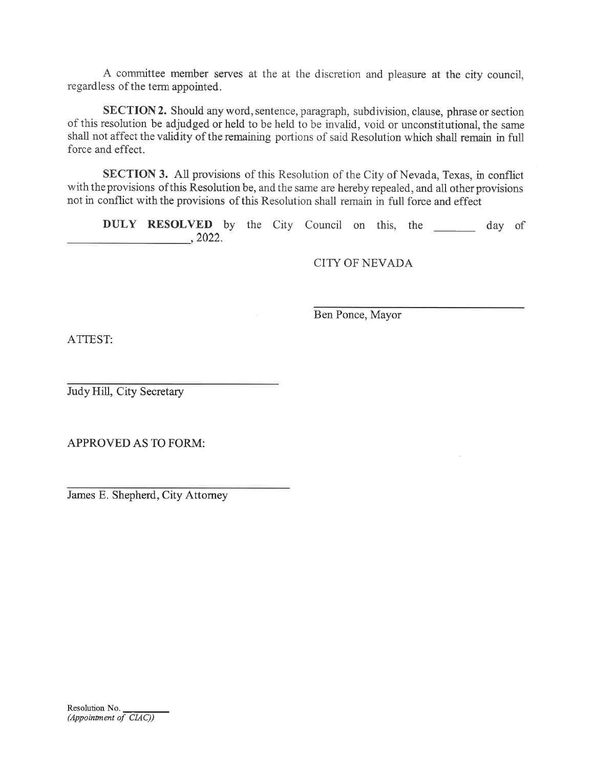A committee member serves at the at the discretion and pleasure at the city council, regardless of the term appointed.

**SECTION 2.** Should any word, sentence, paragraph, subdivision, clause, phrase or section of this resolution be adjudged or held to be held to be invalid, void or unconstitutional, the same shall not affect the validity of the remaining portions of said Resolution which shall remain in full force and effect.

**SECTION 3.** All provisions of this Resolution of the City of Nevada, Texas, in conflict with the provisions of this Resolution be, and the same are hereby repealed, and all other provisions not in conflict with the provisions of this Resolution shall remain in full force and effect

**DULY RESOLVED** by the City Council on this, the _______ day of ____________________, 2022.

CITY OF NEVADA

______________________________
Ben Ponce, Mayor

ATTEST:

______________________________
Judy Hill, City Secretary

APPROVED AS TO FORM:

______________________________
James E. Shepherd, City Attorney

Resolution No. ________
*(Appointment of CIAC))*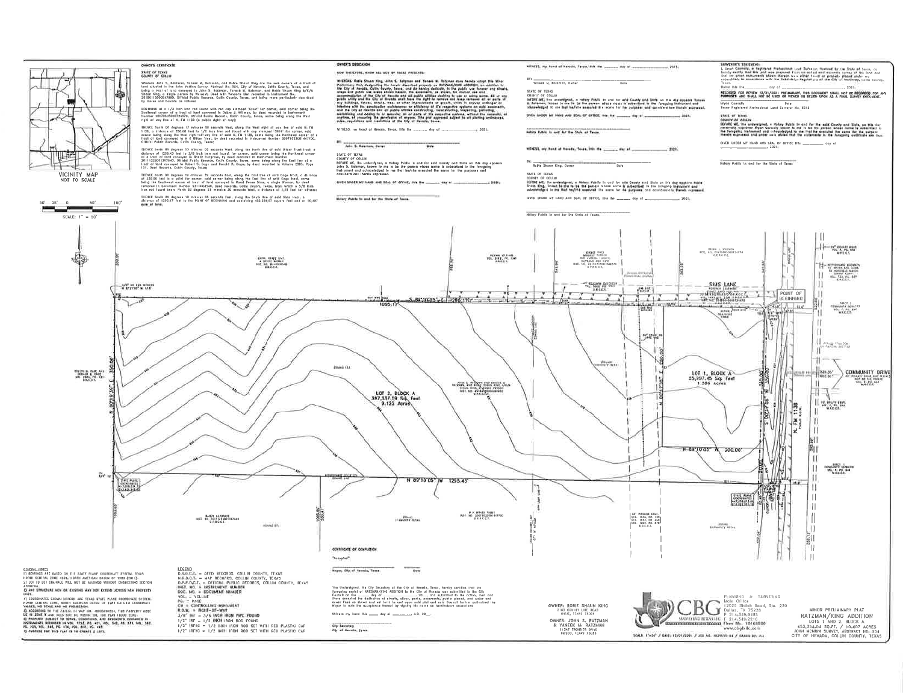# MINOR PRELIMINARY PLAT

## OWNER'S CERTIFICATE

STATE OF TEXAS
COUNTY OF COLLIN

Whereas John S. Ratzman, Yaneek M. Ratzman, and Robie Shaun King are the sole owners of a tract of land situated in the John McMinn Survey, Abstract No. 554, City of Nevada, Collin County, Texas, and being a tract of land conveyed to John S. Ratzman, Yaneek M. Ratzman, and Robie Shaun King A/K/A Shaun King, a single person by Warranty Deed with Vendors Lien recorded in Instrument No. 20180115000047880, Official Public Records, Collin County, Texas, and being more particularly described by metes and bounds as follows:

BEGINNING at a 1/2 inch iron rod found with red cap stamped "Cree" for corner, said corner being the Southeast corner of a tract of land conveyed to Galen J. Willman, by deed recorded in Instrument Number 20170505000724970, Official Public Records, Collin County, Texas, same being along the West right of way line of N. FM 1138 (a public right-of-way);

THENCE South 00 degrees 17 minutes 08 seconds West, along the West right of way line of said N. FM 1138, a distance of 350.00 feet to 1/2 inch iron rod found with cap stamped "3601" for corner, said corner being along the West right-of-way line of said N. FM 1138, same being the Northeast corner of a tract of land conveyed to a K Bitter Trust, by deed recorded in Instrument Number 20071023001447700, Official Public Records, Collin County, Texas;

THENCE North 89 degrees 10 minutes 05 seconds West, along the North line of said Bitter Trust tract, a distance of 1295.43 feet to a 3/8 inch iron rod found, for corner, said corner being the Northwest corner of a tract of land conveyed to Randy Hargrove, by deed recorded in Instrument Number 20111228001387640, Official Public Records, Collin County, Texas, same being along the East line of a tract of land conveyed to Robert G. Cage and Donald R. Cage, by deed recorded in Volume 2985, Page 131, Deed Records, Collin County, Texas;

THENCE North 00 degrees 19 minutes 35 seconds East, along the East line of said Cage tract, a distance of 350.00 feet to a point for corner, said corner being along the East line of said Cage tract, same being the Southwest corner of tract of land conveyed to Carol Renee Sims, a single Woman, by deed recorded in Document Number 97-0085140, Deed Records, Collin County, Texas, from which a 3/8 inch iron rod found bears North 82 degrees 21 minutes 30 seconds West, a distance of 1.18 feet for witness;

THENCE South 89 degrees 10 minutes 05 seconds East, along the South line of said Sims tract, a distance of 1295.17 feet to the POINT OF BEGINNING and containing 453,354.07 square feet or 10.407 acre of land.

## OWNER'S DEDICATION

NOW THEREFORE, KNOW ALL MEN BY THESE PRESENTS:

WHEREAS, Robie Shaun King, John S. Ratzman and Yaneek M. Ratzman does hereby adopt this Minor Preliminary Plat, designating the herein described property as RATZMAN/KING ADDITION, an addition to the City of Nevada, Collin County, Texas, and do hereby dedicate, to the public use forever any streets, alleys and public use areas shown hereon, the easements, as shown, for mutual use and accommodation of the City of Nevada and all public utilities desiring to use or using same. All or any public utility and the City of Nevada shall have the right to remove and keep removed all or parts of any buildings, fences, shrubs, trees or other improvements or growth, which in anyway endanger or interfere with the construction maintenance or efficiency of it's respective systems on said easements, and the City of Nevada and all public utilities constructing, reconstructing, inspecting, patrolling, maintaining and adding to or removing all or parts of it's respective systems, without the necessity, at anytime, of procuring the permission of anyone. This plat approved subject to all platting ordinances, rules, regulations and resolutions of the City of Nevada, Texas.

WITNESS, my hand at Nevada, Texas, this the ______ day of ______________, 2021.

BY: ______________________
John S. Ratzman, Owner Date

STATE OF TEXAS
COUNTY OF COLLIN

BEFORE ME, the undersigned, a Notary Public in and for said County and State on this day appears John S. Ratzman, known to me to be the person whose name is subscribed to the foregoing instrument and acknowledged to me that he/she executed the same for the purposes and considerations therein expressed.

GIVEN UNDER MY HAND AND SEAL OF OFFICE, this the ______ day of ______________, 2021.

______________________
Notary Public in and for the State of Texas

WITNESS, my hand at Nevada, Texas, this the ______ day of ______________, 2021.

BY: ______________________
Yaneek M. Ratzman, Owner Date

STATE OF TEXAS
COUNTY OF COLLIN

BEFORE ME, the undersigned, a Notary Public in and for said County and State on this day appears Yaneek M. Ratzman, known to me to be the person whose name is subscribed to the foregoing instrument and acknowledged to me that he/she executed the same for the purposes and considerations therein expressed.

GIVEN UNDER MY HAND AND SEAL OF OFFICE, this the ______ day of ______________, 2021.

______________________
Notary Public in and for the State of Texas

WITNESS, my hand at Nevada, Texas, this the ______ day of ______________, 2021.

BY: ______________________
Robie Shaun King, Owner Date

STATE OF TEXAS
COUNTY OF COLLIN

BEFORE ME, the undersigned, a Notary Public in and for said County and State on this day appears Robie Shaun King, known to me to be the person whose name is subscribed to the foregoing instrument and acknowledged to me that he/she executed the same for the purposes and considerations therein expressed.

GIVEN UNDER MY HAND AND SEAL OF OFFICE, this the ______ day of ______________, 2021.

______________________
Notary Public in and for the State of Texas

## SURVEYOR'S STATEMENT

I, Bryan Connally, a Registered Professional Land Surveyor, licensed by the State of Texas, do hereby certify that this plat was prepared from an actual and accurate survey of the land and that the corner monuments shown thereon were either found or properly placed under my supervision, in accordance with the Subdivision Regulations of the City of Nevada, Collin County, Texas.

Dated this the ______ day of ______________, 2021.

RELEASED FOR REVIEW 12/01/2021 PRELIMINARY, THIS DOCUMENT SHALL NOT BE RECORDED FOR ANY PURPOSES AND SHALL NOT BE USED OR VIEWED OR RELIED UPON AS A FINAL SURVEY DOCUMENT.

Bryan Connally Date
Texas Registered Professional Land Surveyor No. 5513

STATE OF TEXAS
COUNTY OF COLLIN

BEFORE ME, the undersigned, a Notary Public in and for the said County and State, on this day personally appeared Bryan Connally known to me to be the person whose name is subscribed to the foregoing instrument and acknowledged to me that he executed the same for the purpose therein expressed and under oath stated that the statements in the foregoing certificate are true.

GIVEN UNDER MY HAND AND SEAL OF OFFICE this ______ day of ______________, 2021.

______________________
Notary Public in and for the State of Texas

VICINITY MAP
NOT TO SCALE

SCALE: 1" = 50'

SIMS LANE

POINT OF BEGINNING

COMMUNITY DRIVE

N. FM 1138

LOT 2, BLOCK A
397,337.59 Sq. Feet
9.122 Acres

LOT 1, BLOCK A
55,997.45 Sq. Feet
1.286 Acres

S 89°10'05" E 1295.17'

N 89°10'05" W 1295.43'

N 00°19'35" E 350.00'

N 89°10'05" W 200.00'

## CERTIFICATE OF COMPLETION

"Accepted"

______________________ ________
Mayor, City of Nevada, Texas Date

The Undersigned, the City Secretary of the City of Nevada, Texas, hereby certifies that the foregoing replat of RATZMAN/KING ADDITION to the City of Nevada was submitted to the City Council on the ______ day of ______________, 20___, and submitted to the action, then and there accepted the dedication of streets, alleys, parks, easements, public places, and water and sewer lines as shown and set forth in and upon said plat and said Council further authorized the Mayor to note the acceptance thereof by signing his name as hereinabove subscribed.

Witness my hand this ______ day of ______________, A.D. 20___.

______________________
City Secretary
City of Nevada, Texas

## GENERAL NOTES

1) BEARINGS ARE BASED ON THE STATE PLANE COORDINATE SYSTEM, TEXAS NORTH CENTRAL ZONE 4202, NORTH AMERICAN DATUM OF 1983 (2011).
2) LOT TO LOT DRAINAGE WILL NOT BE ALLOWED WITHOUT ENGINEERING SECTION APPROVAL.
3) ANY STRUCTURE NEW OR EXISTING MAY NOT EXTEND ACROSS NEW PROPERTY LINES.
4) COORDINATES SHOWN HEREON ARE TEXAS STATE PLANE COORDINATE SYSTEM, NORTH CENTRAL ZONE, NORTH AMERICAN DATUM OF 1983 ON GRID COORDINATE VALUES, NO SCALE AND NO PROJECTION.
5) ACCORDING TO THE F.I.R.M. IN MAP NO. 48085C0455J, THIS PROPERTY DOES LIE IN ZONE X AND DOES NOT LIE WITHIN THE 100 YEAR FLOOD ZONE.
6) PROPERTY SUBJECT TO TERMS, CONDITIONS, AND EASEMENTS CONTAINED IN INSTRUMENTS RECORDED IN VOL. 1752, PG. 401, VOL. 543, PG. 273, VOL. 387, PG. 209, VOL. 348, PG. 134, VOL. 832, PG. 493
7) PURPOSE FOR THIS PLAT IS TO CREATE 2 LOTS.

## LEGEND

D.R.C.C.T. = DEED RECORDS, COLLIN COUNTY, TEXAS
M.R.C.C.T. = MAP RECORDS, COLLIN COUNTY, TEXAS
O.P.R.C.C.T. = OFFICIAL PUBLIC RECORDS, COLLIN COUNTY, TEXAS
INST. NO. = INSTRUMENT NUMBER
DOC. NO. = DOCUMENT NUMBER
VOL. = VOLUME
PG. = PAGE
CM = CONTROLLING MONUMENT
R.O.W. = RIGHT-OF-WAY
3/8" IPF = 3/8 INCH IRON PIPE FOUND
1/2" IRF = 1/2 INCH IRON ROD FOUND
1/2" IRFRC = 1/2 INCH IRON ROD SET WITH RED PLASTIC CAP
1/2" IRFYC = 1/2 INCH IRON ROD SET WITH RED PLASTIC CAP

OWNER: ROBIE SHAUN KING
2180 COUNTY LINE ROAD
WYLIE, TEXAS 75098

OWNER: JOHN S. RATZMAN & YANEEK M. RATZMAN
11347 FRONTIER DRIVE
FRISCO, TEXAS 75033

CBG SURVEYING TEXAS LLC
PLANNING & SURVEYING
Main Office
12025 Shiloh Road, Ste. 230
Dallas, TX 75228
P 214.349.9485
F 214.349.2216
Firm No. 10168800
www.cbgtxllc.com

SCALE: 1"=50' / DATE: 12/01/2021 / JOB NO. 1825535-04 / DRAWN BY: JLA

MINOR PRELIMINARY PLAT
RATZMAN/KING ADDITION
LOTS 1 AND 2, BLOCK A
453,354.04 SQ.FT. / 10.407 ACRES
JOHN MCMINN SURVEY, ABSTRACT NO. 554
CITY OF NEVADA, COLLIN COUNTY, TEXAS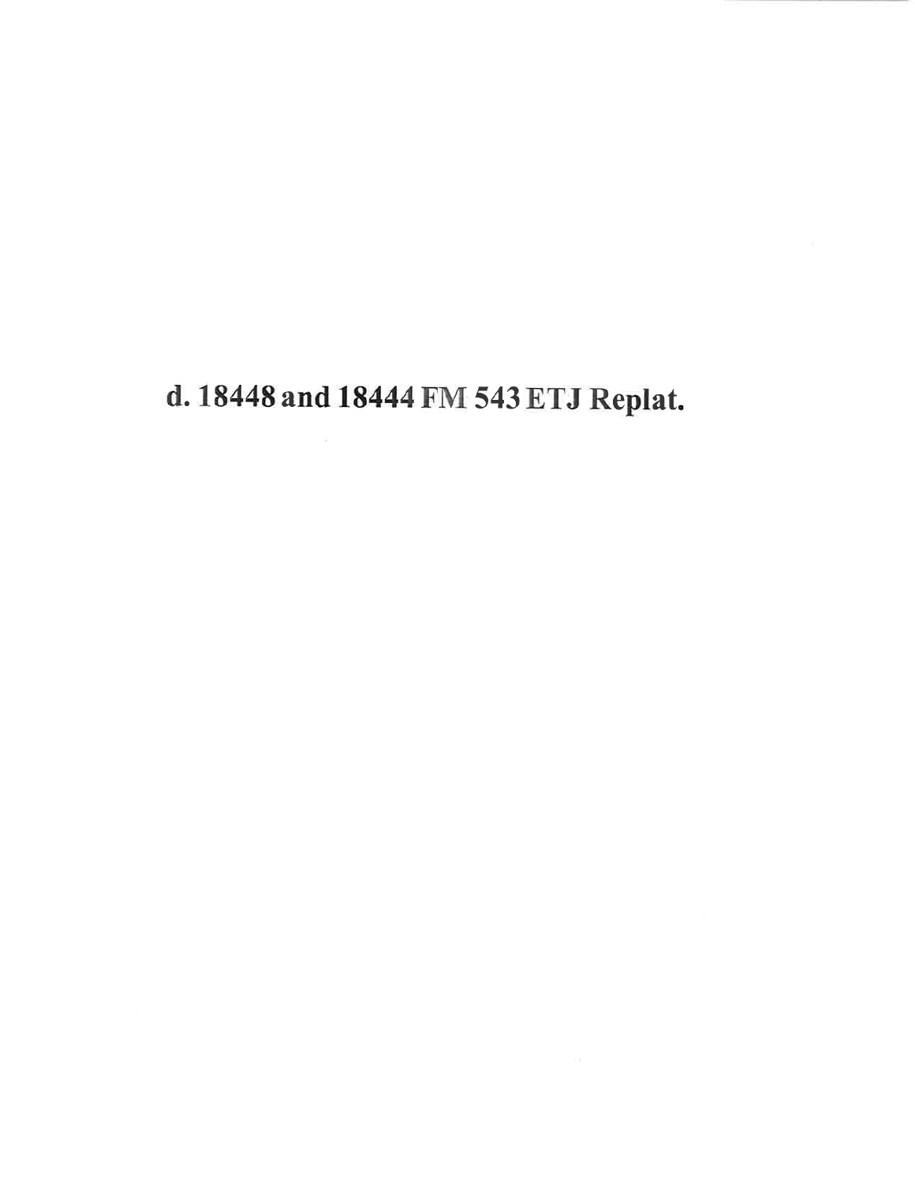# d. 18448 and 18444 FM 543 ETJ Replat.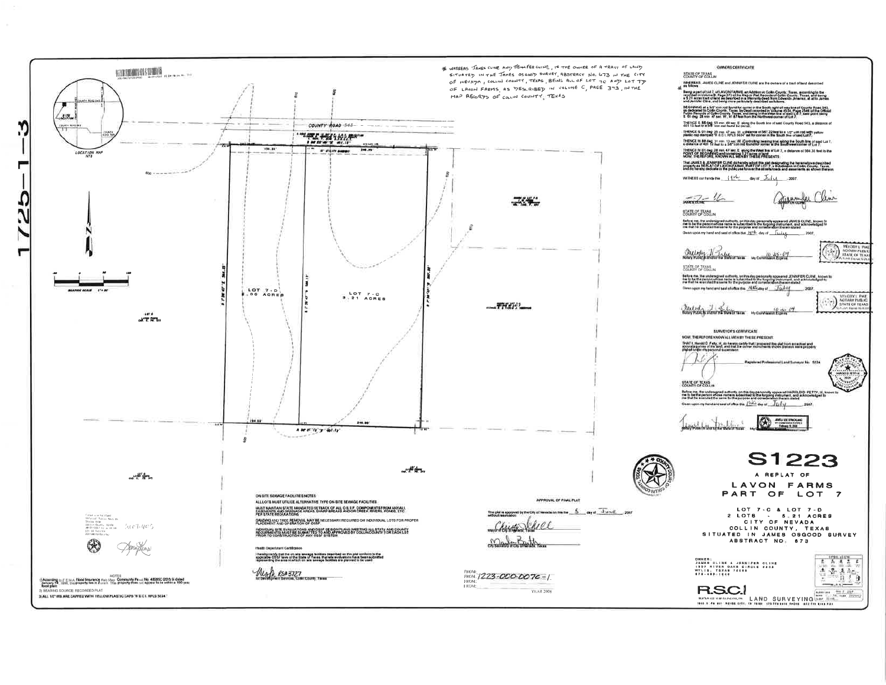1725-1-3

\* WHEREAS JAMES CLINE AND JENNIFER CLINE, IS THE OWNER OF A TRACT OF LAND SITUATED IN THE JAMES OSGOOD SURVEY, ABSTRACT NO. 673 IN THE CITY OF NEVADA, COLLIN COUNTY, TEXAS, BEING ALL OF LOT 7C AND LOT 7D OF LAVON FARMS, AS DESCRIBED IN VOLUME C, PAGE 373, IN THE MAP RECORDS OF COLLIN COUNTY, TEXAS

LOCATION MAP NTS

COUNTY ROAD 543

LOT 7-D 2.00 ACRES

LOT 7-C 3.21 ACRES

GRAPHIC SCALE 1" = 60'

## OWNERS CERTIFICATE

STATE OF TEXAS
COUNTY OF COLLIN

WHEREAS, JAMES CLINE and JENNIFER CLINE are the owners of a tract of land described as follows:

Being a part of Lot 7, of LAVON FARMS, an Addition in Collin County, Texas, according to the recorded in Volume B, Page 373 of the Map or Plat Records of Collin County, Texas, and being a 5.21 acres tract of land as described in a Warranty deed from Edwardo Jimenez, et al to James and Jennifer Cline, and being more particularly described as follows:

BEGINNING at a 5/8" iron rod found for corner in the South right-of-way line of County Road 543, as dedicated to Collin County, Texas by Deed recorded in Volume 4534, Page 2546 of the Official Public Records of Collin County, Texas, and being in the West line of said Lot 7, said point being S 01 deg 28 min 47 sec W, 41.67 feet from the Northwest corner of Lot 7;

THENCE S 88 deg 53 min 49 sec E along the South line of said County Road 543, a distance of 401.13 feet to a 5/8" iron rod found for corner;

THENCE S 01 deg 28 min 47 sec W, a distance of 567.22 feet to a 1/2" iron rod with yellow plastic cap stamped "R.S.C.I. RPLS 5034" set for corner in the South line of said Lot 7;

THENCE N 88 deg 31 min 13 sec W, (Controlling bearing line) along the South line of said Lot 7, a distance of 401.12 feet to a 5/8" iron rod found for corner in the Southwest corner of Lot 7;

THENCE N 01 deg 28 min 47 sec E, along the West line of Lot 7, a distance of 564.36 feet to the POINT OF BEGINNING and containing 5.21 acres of land.

NOW, THEREFORE, KNOW ALL MEN BY THESE PRESENTS:

That JAMES & JENNIFER CLINE do hereby adopt this plat designating the hereinabove described property as REPLAT OF LAVON FARMS, PART OF LOT 7, a Subdivision in Collin County, Texas, and do hereby dedicate to the public use forever the streets/roads and easements as shown thereon.

WITNESS our hands this 18th day of July, 2007.

JAMES CLINE — JENNIFER CLINE

STATE OF TEXAS
COUNTY OF COLLIN

Before me, the undersigned authority, on this day personally appeared JAMES CLINE, known to me to be the person whose name is subscribed to the forgoing instrument, and acknowledged to me that he executed the same for the purpose and consideration therein stated.

Given upon my hand and seal of office this 18th day of July, 2007.

Notary Public in and for the State of Texas — My Commission Expires 10-25-09

MELODY L. PIKE NOTARY PUBLIC STATE OF TEXAS

STATE OF TEXAS
COUNTY OF COLLIN

Before me, the undersigned authority, on this day personally appeared JENNIFER CLINE, known to me to be the person whose name is subscribed to the forgoing instrument, and acknowledged to me that she executed the same for the purpose and consideration therein stated.

Given upon my hand and seal of office this 18th day of July, 2007.

Notary Public in and for the State of Texas — My Commission Expires 10-25-09

MELODY L. PIKE NOTARY PUBLIC STATE OF TEXAS

## SURVEYOR'S CERTIFICATE

NOW, THEREFORE KNOW ALL MEN BY THESE PRESENT:

THAT I, Harold D. Fetty, III, do hereby certify that I prepared this plat from an actual and accurate survey of the land, and that the corner monuments shown thereon were properly placed under my personal supervision.

Registered Professional Land Surveyor No. 5034

STATE OF TEXAS
COUNTY OF COLLIN

Before me, the undersigned authority, on this day personally appeared HAROLD D. FETTY, III, known by me to be the person whose name is subscribed to the forgoing instrument, and acknowledged to me that he executed the same for the purpose and consideration therein stated.

Given upon my hand and seal of office this 18th day of July, 2007.

Notary Public in and for the State of Texas

## S1223

A REPLAT OF
LAVON FARMS
PART OF LOT 7

LOT 7-C & LOT 7-D
2 LOTS - 5.21 ACRES
CITY OF NEVADA
COLLIN COUNTY, TEXAS
SITUATED IN JAMES OSGOOD SURVEY
ABSTRACT NO. 673

OWNER:
JAMES CLINE & JENNIFER CLINE

R.S.C.I. LAND SURVEYING

## ON SITE SEWAGE FACILITIES NOTES

ALL LOTS MUST UTILIZE ALTERNATIVE TYPE ON-SITE SEWAGE FACILITIES

MUST MAINTAIN STATE MANDATED SETBACK OF ALL O.S.S.F. COMPONENTS FROM ANY/ALL EASEMENTS AND DRAINAGE AREAS, SHARP BREAKS AND/OR CREEK, RIVERS, PONDS, ETC. PER STATE REGULATIONS

GRADING AND TREE REMOVAL MAY BE NECESSARY/REQUIRED ON INDIVIDUAL LOTS FOR PROPER PLACEMENT AND OPERATION OF OSSF

INDIVIDUAL SITE EVALUATIONS AND OSSF DESIGN PLANS MEETING ALL STATE AND COUNTY REQUIREMENTS MUST BE SUBMITTED TO AND APPROVED BY COLLIN COUNTY FOR EACH LOT PRIOR TO CONSTRUCTION OF ANY OSSF SYSTEM

Health Department Certification

I hereby certify that the on site sewage facilities described on this plat conform to the applicable OSSF laws of the State of Texas, that site evaluations have been submitted representing the site conditions in the area in which on site sewage facilities are planned to be used.

RS# 3727
for Development Services, Collin County, Texas

## APPROVAL OF FINAL PLAT

This plat is approved by the City of Nevada on this the 5 day of June, 2007 without reservation

Mayor of City of Nevada, Texas

City Secretary of City of Nevada, Texas

FROM: 1223-000-0070-1

YEAR 2006

NOTES
1) According to F.E.M.A. Flood Insurance Rate Map Community Panel No. 48085C 0515 G dated January 19, 1996, this property lies in Zone X. This property does not appear to be within a 100 year flood plain.
2) BEARING SOURCE: RECORDED PLAT
3) ALL 1/2" IRS ARE CAPPED WITH YELLOW PLASTIC CAPS "R.S.C.I. RPLS 5034"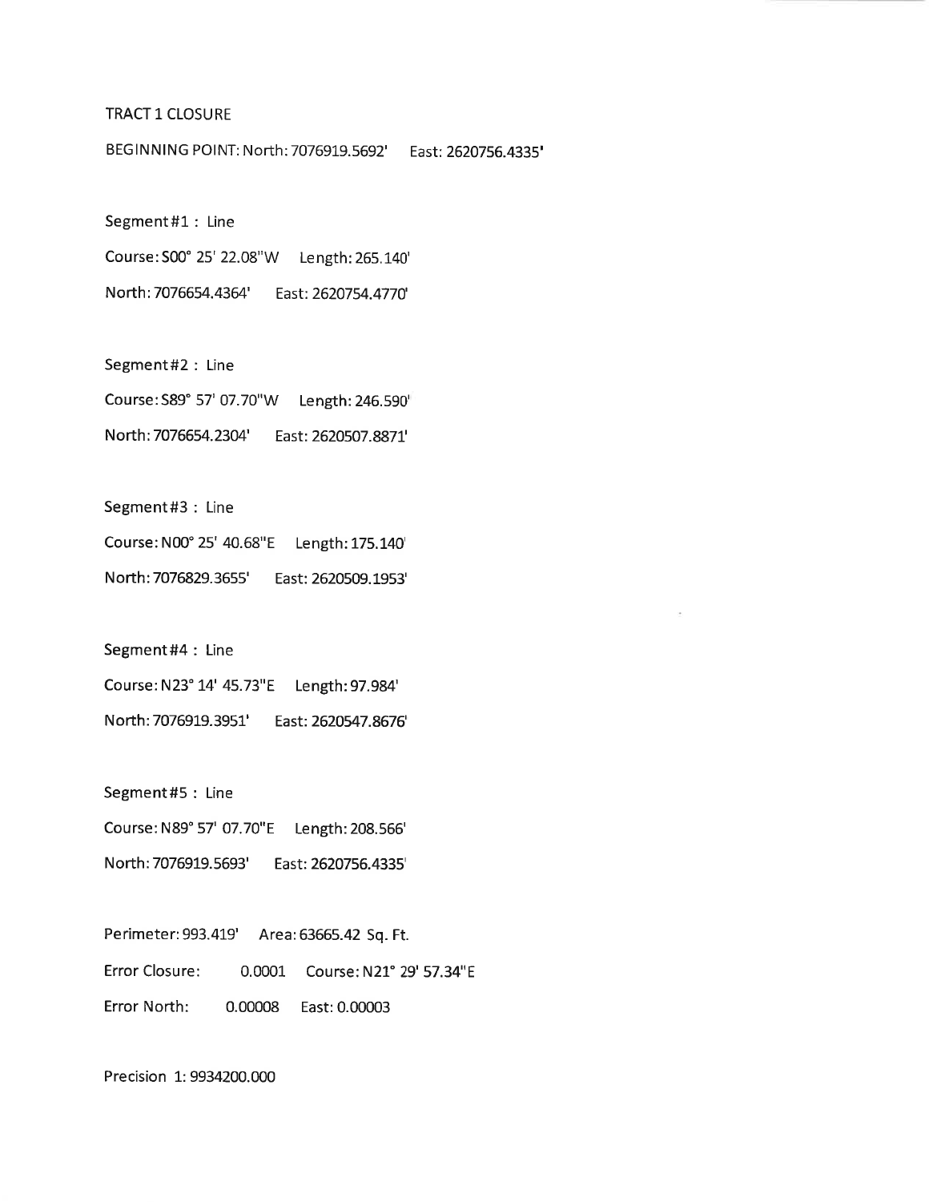TRACT 1 CLOSURE

BEGINNING POINT: North: 7076919.5692' East: 2620756.4335'

Segment #1 : Line

Course: S00° 25' 22.08"W Length: 265.140'

North: 7076654.4364' East: 2620754.4770'

Segment #2 : Line

Course: S89° 57' 07.70"W Length: 246.590'

North: 7076654.2304' East: 2620507.8871'

Segment #3 : Line

Course: N00° 25' 40.68"E Length: 175.140'

North: 7076829.3655' East: 2620509.1953'

Segment #4 : Line

Course: N23° 14' 45.73"E Length: 97.984'

North: 7076919.3951' East: 2620547.8676'

Segment #5 : Line

Course: N89° 57' 07.70"E Length: 208.566'

North: 7076919.5693' East: 2620756.4335'

Perimeter: 993.419' Area: 63665.42 Sq. Ft.

Error Closure: 0.0001 Course: N21° 29' 57.34"E

Error North: 0.00008 East: 0.00003

Precision 1: 9934200.000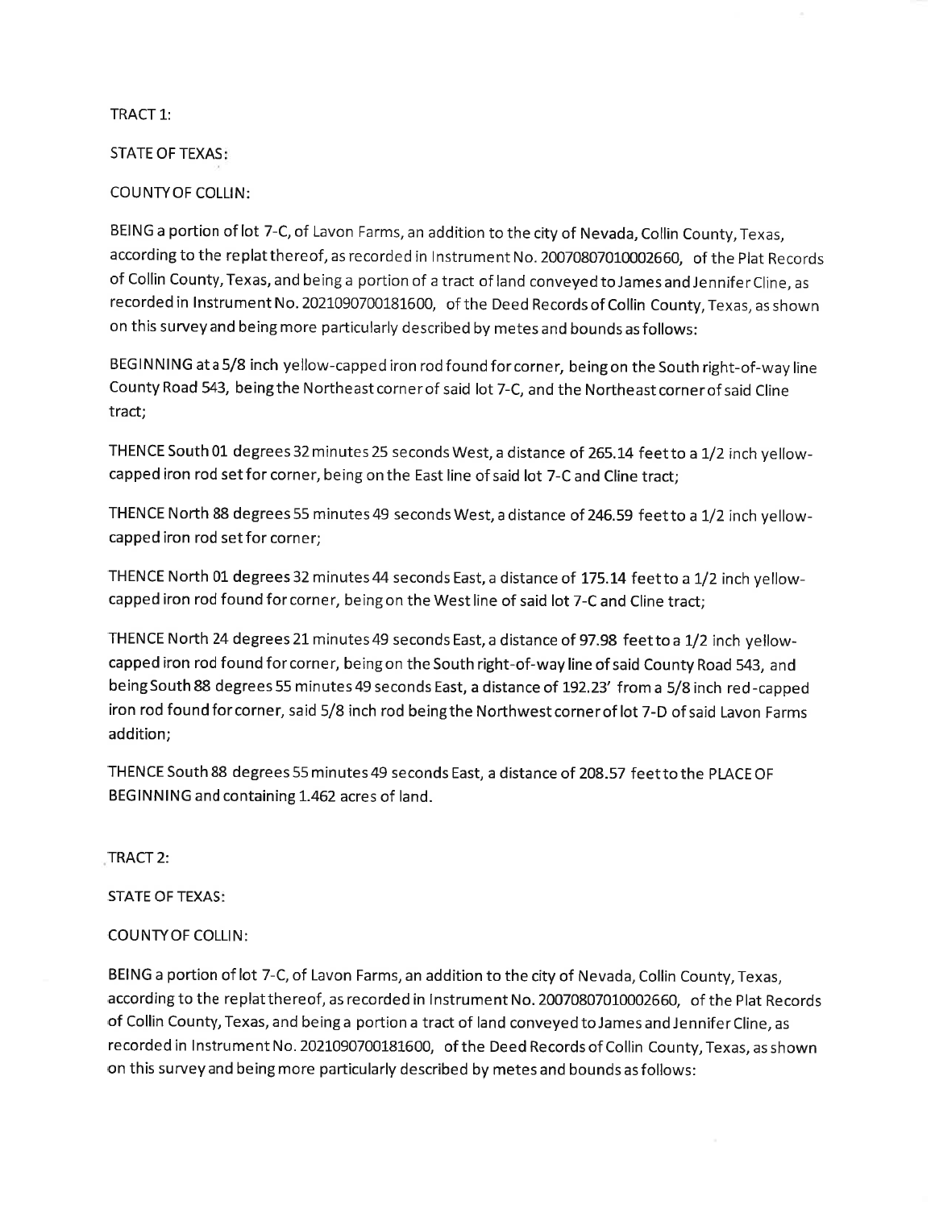TRACT 1:

STATE OF TEXAS:

COUNTY OF COLLIN:

BEING a portion of lot 7-C, of Lavon Farms, an addition to the city of Nevada, Collin County, Texas, according to the replat thereof, as recorded in Instrument No. 20070807010002660, of the Plat Records of Collin County, Texas, and being a portion of a tract of land conveyed to James and Jennifer Cline, as recorded in Instrument No. 2021090700181600, of the Deed Records of Collin County, Texas, as shown on this survey and being more particularly described by metes and bounds as follows:

BEGINNING at a 5/8 inch yellow-capped iron rod found for corner, being on the South right-of-way line County Road 543, being the Northeast corner of said lot 7-C, and the Northeast corner of said Cline tract;

THENCE South 01 degrees 32 minutes 25 seconds West, a distance of 265.14 feet to a 1/2 inch yellow-capped iron rod set for corner, being on the East line of said lot 7-C and Cline tract;

THENCE North 88 degrees 55 minutes 49 seconds West, a distance of 246.59 feet to a 1/2 inch yellow-capped iron rod set for corner;

THENCE North 01 degrees 32 minutes 44 seconds East, a distance of 175.14 feet to a 1/2 inch yellow-capped iron rod found for corner, being on the West line of said lot 7-C and Cline tract;

THENCE North 24 degrees 21 minutes 49 seconds East, a distance of 97.98 feet to a 1/2 inch yellow-capped iron rod found for corner, being on the South right-of-way line of said County Road 543, and being South 88 degrees 55 minutes 49 seconds East, a distance of 192.23' from a 5/8 inch red-capped iron rod found for corner, said 5/8 inch rod being the Northwest corner of lot 7-D of said Lavon Farms addition;

THENCE South 88 degrees 55 minutes 49 seconds East, a distance of 208.57 feet to the PLACE OF BEGINNING and containing 1.462 acres of land.

TRACT 2:

STATE OF TEXAS:

COUNTY OF COLLIN:

BEING a portion of lot 7-C, of Lavon Farms, an addition to the city of Nevada, Collin County, Texas, according to the replat thereof, as recorded in Instrument No. 20070807010002660, of the Plat Records of Collin County, Texas, and being a portion a tract of land conveyed to James and Jennifer Cline, as recorded in Instrument No. 2021090700181600, of the Deed Records of Collin County, Texas, as shown on this survey and being more particularly described by metes and bounds as follows: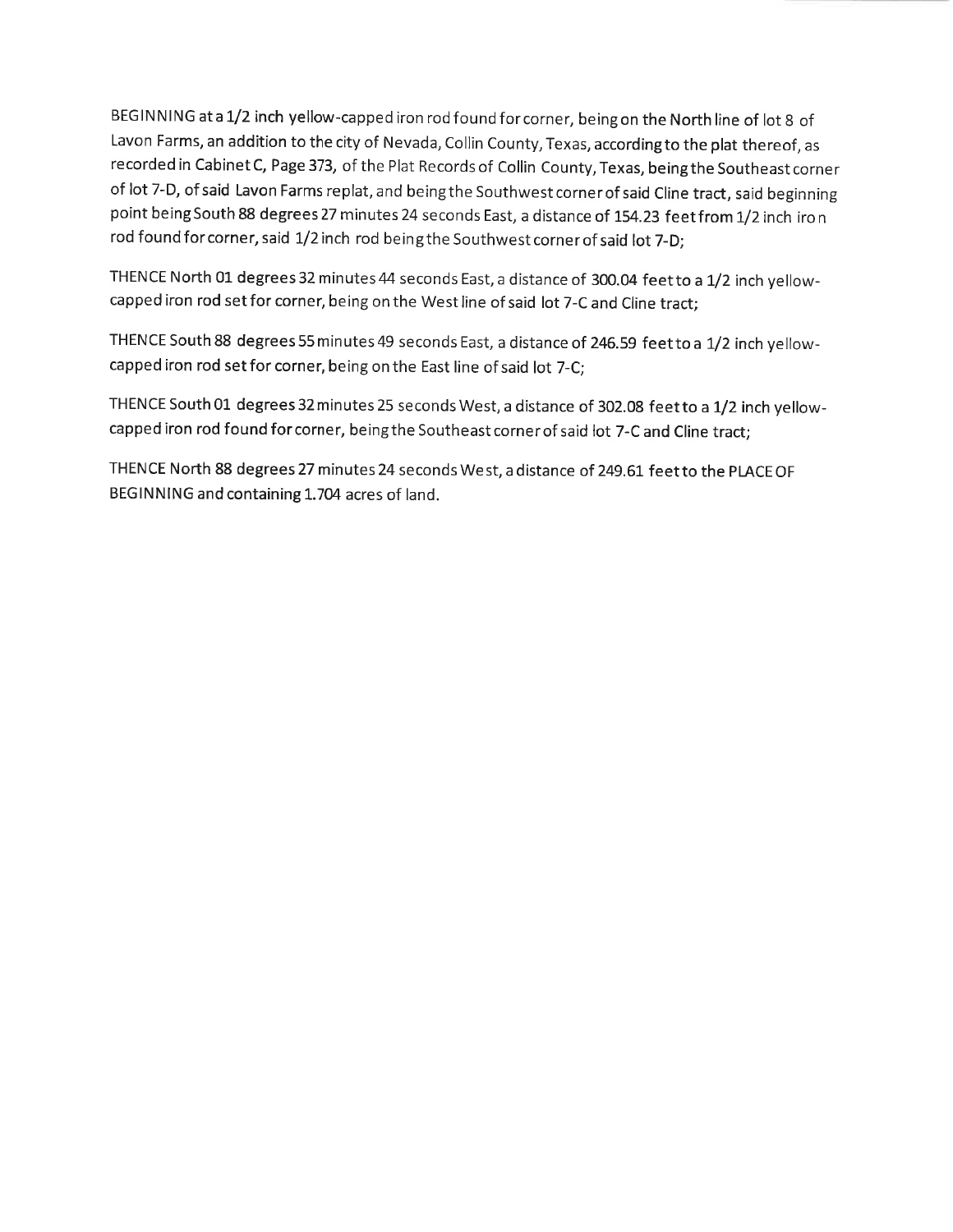BEGINNING at a 1/2 inch yellow-capped iron rod found for corner, being on the North line of lot 8 of Lavon Farms, an addition to the city of Nevada, Collin County, Texas, according to the plat thereof, as recorded in Cabinet C, Page 373, of the Plat Records of Collin County, Texas, being the Southeast corner of lot 7-D, of said Lavon Farms replat, and being the Southwest corner of said Cline tract, said beginning point being South 88 degrees 27 minutes 24 seconds East, a distance of 154.23 feet from 1/2 inch iron rod found for corner, said 1/2 inch rod being the Southwest corner of said lot 7-D;

THENCE North 01 degrees 32 minutes 44 seconds East, a distance of 300.04 feet to a 1/2 inch yellow-capped iron rod set for corner, being on the West line of said lot 7-C and Cline tract;

THENCE South 88 degrees 55 minutes 49 seconds East, a distance of 246.59 feet to a 1/2 inch yellow-capped iron rod set for corner, being on the East line of said lot 7-C;

THENCE South 01 degrees 32 minutes 25 seconds West, a distance of 302.08 feet to a 1/2 inch yellow-capped iron rod found for corner, being the Southeast corner of said lot 7-C and Cline tract;

THENCE North 88 degrees 27 minutes 24 seconds West, a distance of 249.61 feet to the PLACE OF BEGINNING and containing 1.704 acres of land.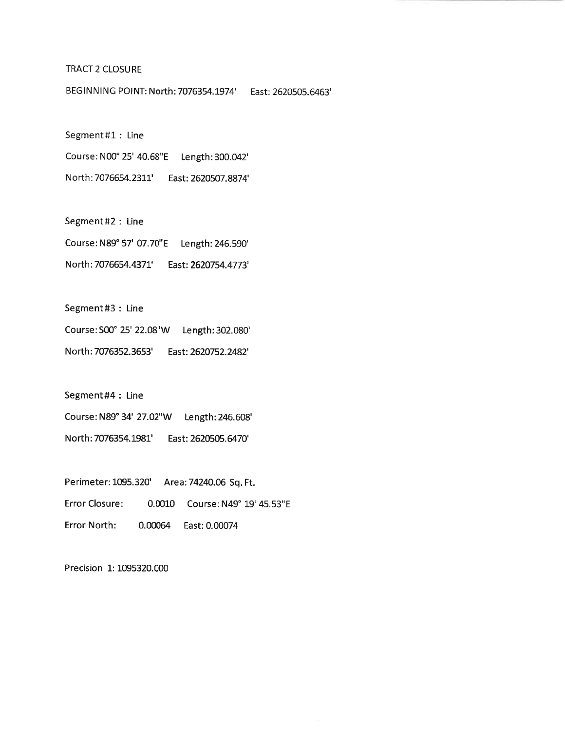TRACT 2 CLOSURE

BEGINNING POINT: North: 7076354.1974' East: 2620505.6463'

Segment #1 : Line

Course: N00° 25' 40.68"E Length: 300.042'

North: 7076654.2311' East: 2620507.8874'

Segment #2 : Line

Course: N89° 57' 07.70"E Length: 246.590'

North: 7076654.4371' East: 2620754.4773'

Segment #3 : Line

Course: S00° 25' 22.08"W Length: 302.080'

North: 7076352.3653' East: 2620752.2482'

Segment #4 : Line

Course: N89° 34' 27.02"W Length: 246.608'

North: 7076354.1981' East: 2620505.6470'

Perimeter: 1095.320' Area: 74240.06 Sq. Ft.

Error Closure: 0.0010 Course: N49° 19' 45.53"E

Error North: 0.00064 East: 0.00074

Precision 1: 1095320.000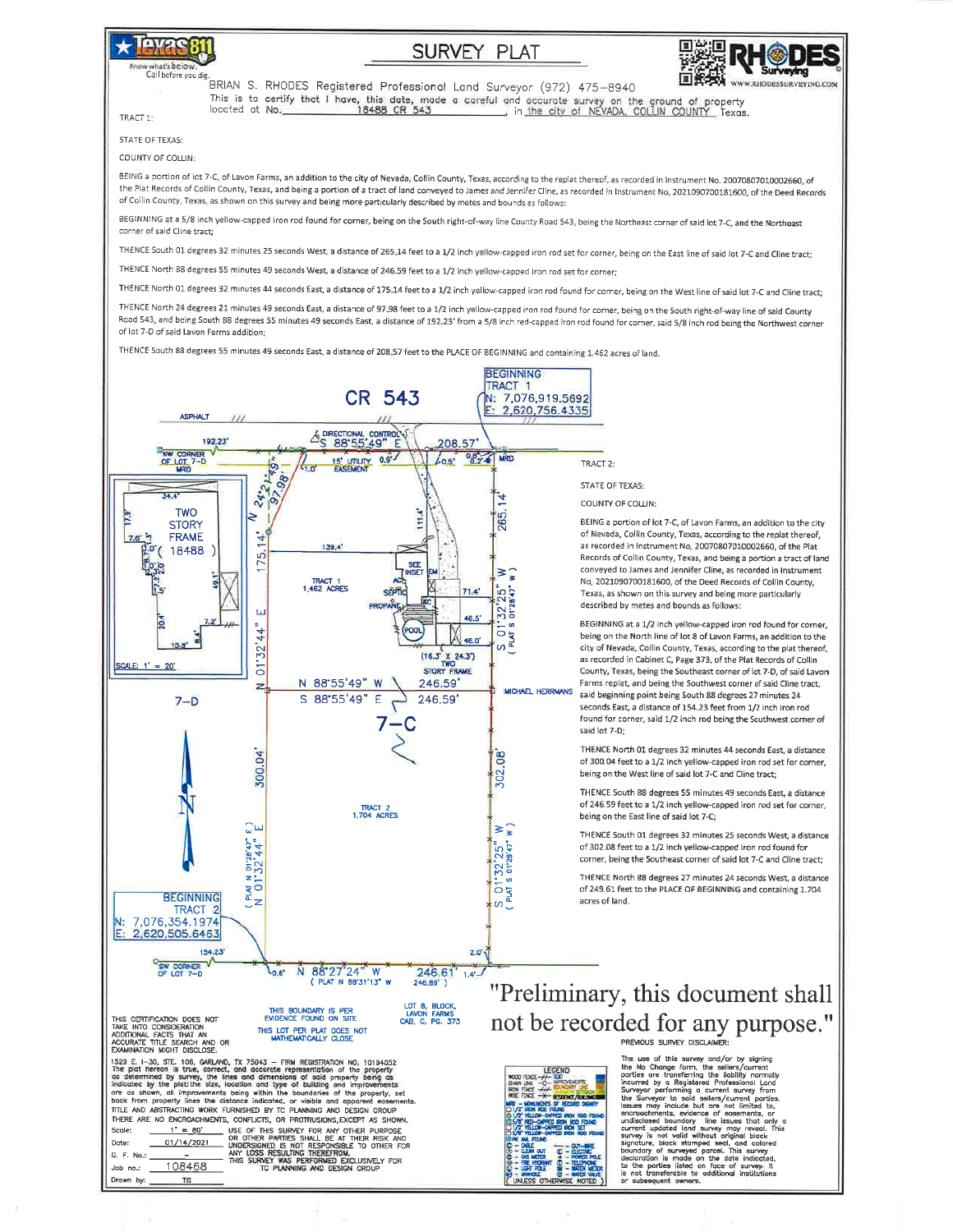# SURVEY PLAT

Texas 811 — Know what's below. Call before you dig.

RHODES Surveying — WWW.RHODESSURVEYING.COM

BRIAN S. RHODES Registered Professional Land Surveyor (972) 475-8940

This is to certify that I have, this date, made a careful and accurate survey on the ground of property located at No. 18488 CR 543, in the city of NEVADA, COLLIN COUNTY Texas.

TRACT 1:

STATE OF TEXAS:

COUNTY OF COLLIN:

BEING a portion of lot 7-C, of Lavon Farms, an addition to the city of Nevada, Collin County, Texas, according to the replat thereof, as recorded in Instrument No. 20070807010002660, of the Plat Records of Collin County, Texas, and being a portion of a tract of land conveyed to James and Jennifer Cline, as recorded in Instrument No. 2021090700181600, of the Deed Records of Collin County, Texas, as shown on this survey and being more particularly described by metes and bounds as follows:

BEGINNING at a 5/8 inch yellow-capped iron rod found for corner, being on the South right-of-way line County Road 543, being the Northeast corner of said lot 7-C, and the Northeast corner of said Cline tract;

THENCE South 01 degrees 32 minutes 25 seconds West, a distance of 265.14 feet to a 1/2 inch yellow-capped iron rod set for corner, being on the East line of said lot 7-C and Cline tract;

THENCE North 88 degrees 55 minutes 49 seconds West, a distance of 246.59 feet to a 1/2 inch yellow-capped iron rod set for corner;

THENCE North 01 degrees 32 minutes 44 seconds East, a distance of 175.14 feet to a 1/2 inch yellow-capped iron rod found for corner, being on the West line of said lot 7-C and Cline tract;

THENCE North 24 degrees 21 minutes 49 seconds East, a distance of 97.98 feet to a 1/2 inch yellow-capped iron rod found for corner, being on the South right-of-way line of said County Road 543, and being South 88 degrees 55 minutes 49 seconds East, a distance of 192.23' from a 5/8 inch red-capped iron rod found for corner, said 5/8 inch rod being the Northwest corner of lot 7-D of said Lavon Farms addition;

THENCE South 88 degrees 55 minutes 49 seconds East, a distance of 208.57 feet to the PLACE OF BEGINNING and containing 1.462 acres of land.

TRACT 2:

STATE OF TEXAS:

COUNTY OF COLLIN:

BEING a portion of lot 7-C, of Lavon Farms, an addition to the city of Nevada, Collin County, Texas, according to the replat thereof, as recorded in Instrument No. 20070807010002660, of the Plat Records of Collin County, Texas, and being a portion a tract of land conveyed to James and Jennifer Cline, as recorded in Instrument No. 2021090700181600, of the Deed Records of Collin County, Texas, as shown on this survey and being more particularly described by metes and bounds as follows:

BEGINNING at a 1/2 inch yellow-capped iron rod found for corner, being on the North line of lot 8 of Lavon Farms, an addition to the city of Nevada, Collin County, Texas, according to the plat thereof, as recorded in Cabinet C, Page 373, of the Plat Records of Collin County, Texas, being the Southeast corner of lot 7-D, of said Lavon Farms replat, and being the Southwest corner of said Cline tract, said beginning point being South 88 degrees 27 minutes 24 seconds East, a distance of 154.23 feet from 1/2 inch iron rod found for corner, said 1/2 inch rod being the Southwest corner of said lot 7-D;

THENCE North 01 degrees 32 minutes 44 seconds East, a distance of 300.04 feet to a 1/2 inch yellow-capped iron rod set for corner, being on the West line of said lot 7-C and Cline tract;

THENCE South 88 degrees 55 minutes 49 seconds East, a distance of 246.59 feet to a 1/2 inch yellow-capped iron rod set for corner, being on the East line of said lot 7-C;

THENCE South 01 degrees 32 minutes 25 seconds West, a distance of 302.08 feet to a 1/2 inch yellow-capped iron rod found for corner, being the Southeast corner of said lot 7-C and Cline tract;

THENCE North 88 degrees 27 minutes 24 seconds West, a distance of 249.61 feet to the PLACE OF BEGINNING and containing 1.704 acres of land.

BEGINNING TRACT 1 — N: 7,076,919.5692 E: 2,620,756.4335

BEGINNING TRACT 2 — N: 7,076,354.1974 E: 2,620,505.6463

CR 543 — ASPHALT — DIRECTIONAL CONTROL S 88°55'49" E 208.57' — 192.23' — NW CORNER OF LOT 7-D MRD — 15' UTILITY EASEMENT — N 24°21'49" E 97.98' — 175.14' — N 01°32'44" E — 265.14' — S 01°32'25" W (PLAT S 01°28'47" W) — 139.4' — 111.4' — TRACT 1 1.462 ACRES — SEE INSET — SEPTIC — PROPANE — POOL — 71.4' — 46.5' — 46.0' — (16.3' X 24.3') TWO STORY FRAME — N 88°55'49" W 246.59' — S 88°55'49" E 246.59' — MICHAEL HERRMANS — 7-D — 7-C — 300.04' — N 01°32'44" E (PLAT N 01°28'47" E) — TRACT 2 1.704 ACRES — 302.08' — S 01°32'25" W (PLAT S 01°28'47" W) — 154.23' — SW CORNER OF LOT 7-D — N 88°27'24" W 246.61' (PLAT N 88°31'13" W 246.89') — LOT 8, BLOCK, LAVON FARMS CAB. C, PG. 373

INSET: TWO STORY FRAME (18488) — SCALE: 1" = 20'

THIS BOUNDARY IS PER EVIDENCE FOUND ON SITE

THIS LOT PER PLAT DOES NOT MATHEMATICALLY CLOSE

THIS CERTIFICATION DOES NOT TAKE INTO CONSIDERATION ADDITIONAL FACTS THAT AN ACCURATE TITLE SEARCH AND OR EXAMINATION MIGHT DISCLOSE.

1529 E. I-30, STE. 106, GARLAND, TX 75043 — FIRM REGISTRATION NO. 10194052
The plat hereon is true, correct, and accurate representation of the property as determined by survey, the lines and dimensions of said property being as indicated by the plat; the size, location and type of building and improvements are as shown, all improvements being within the boundaries of the property, set back from property lines the distance indicated, or visible and apparent easements.
TITLE AND ABSTRACTING WORK FURNISHED BY TC PLANNING AND DESIGN GROUP
THERE ARE NO ENCROACHMENTS, CONFLICTS, OR PROTRUSIONS, EXCEPT AS SHOWN.

| | | |
|---|---|---|
| Scale: | 1" = 80' | USE OF THIS SURVEY FOR ANY OTHER PURPOSE OR OTHER PARTIES SHALL BE AT THEIR RISK AND UNDERSIGNED IS NOT RESPONSIBLE TO OTHER FOR ANY LOSS RESULTING THEREFROM. THIS SURVEY WAS PERFORMED EXCLUSIVELY FOR TC PLANNING AND DESIGN GROUP |
| Date: | 01/14/2021 | |
| G. F. No.: | - | |
| Job no.: | 108468 | |
| Drawn by: | TG | |

"Preliminary, this document shall not be recorded for any purpose."

PREVIOUS SURVEY DISCLAIMER:

The use of this survey and/or by signing the No Change form, the sellers/current parties are transferring the liability normally incurred by a Registered Professional Land Surveyor performing a current survey from the Surveyor to said sellers/current parties. Issues may include but are not limited to, encroachments, evidence of easements, or undisclosed boundary line issues that only a current updated land survey may reveal. This survey is not valid without original black signature, black stamped seal, and colored boundary of surveyed parcel. This survey declaration is made on the date indicated, to the parties listed on face of survey. It is not transferable to additional institutions or subsequent owners.

LEGEND — UNLESS OTHERWISE NOTED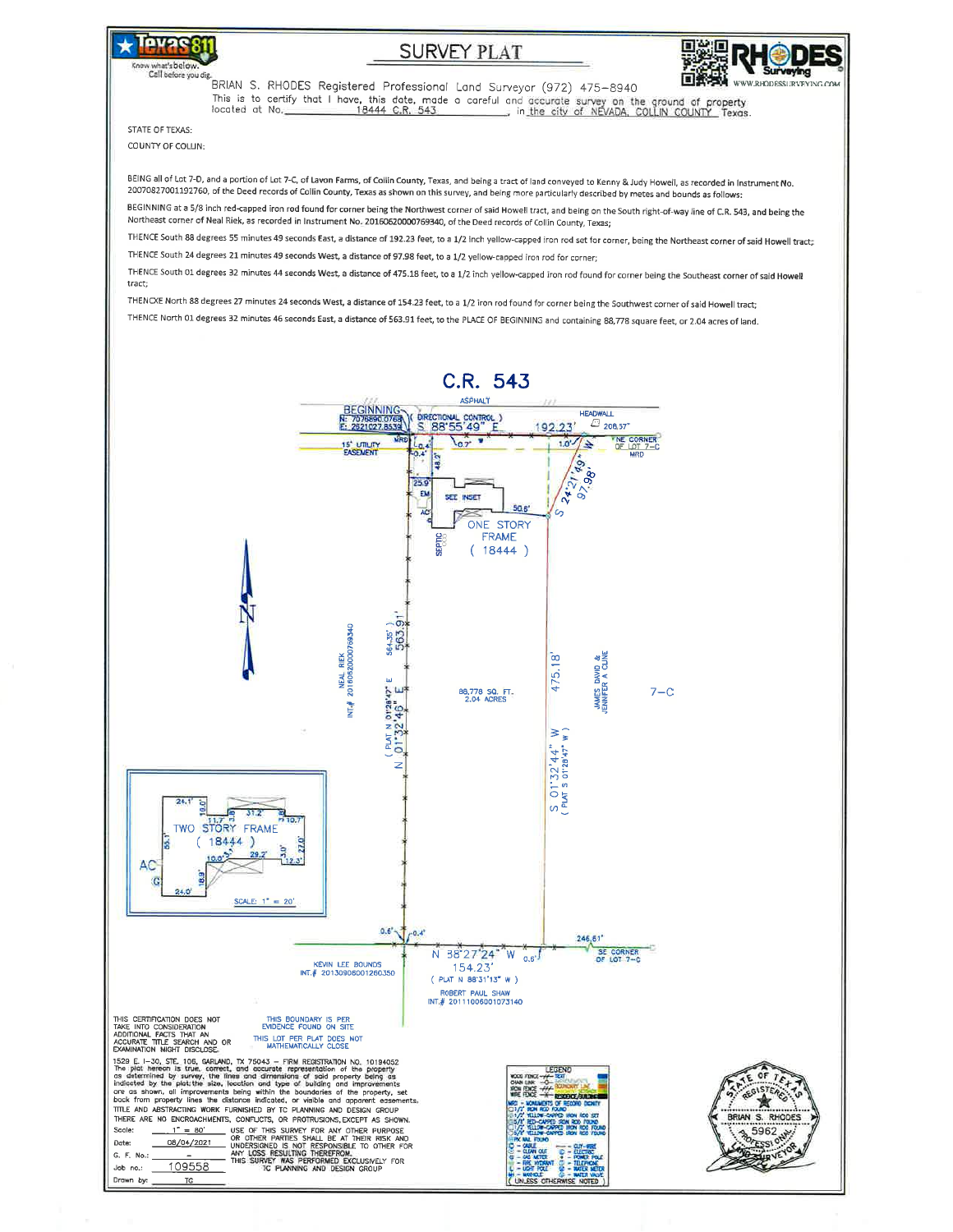Texas811 Know what's below. Call before you dig.

# SURVEY PLAT

RHODES Surveying WWW.RHODESSURVEYING.COM

BRIAN S. RHODES Registered Professional Land Surveyor (972) 475-8940

This is to certify that I have, this date, made a careful and accurate survey on the ground of property located at No. 18444 C.R. 543, in the city of NEVADA, COLLIN COUNTY Texas.

STATE OF TEXAS:

COUNTY OF COLLIN:

BEING all of Lot 7-D, and a portion of Lot 7-C, of Lavon Farms, of Collin County, Texas, and being a tract of land conveyed to Kenny & Judy Howell, as recorded in Instrument No. 20070827001192760, of the Deed records of Collin County, Texas as shown on this survey, and being more particularly described by metes and bounds as follows:

BEGINNING at a 5/8 inch red-capped iron rod found for corner being the Northwest corner of said Howell tract, and being on the South right-of-way line of C.R. 543, and being the Northeast corner of Neal Riek, as recorded in Instrument No. 20160620000769340, of the Deed records of Collin County, Texas;

THENCE South 88 degrees 55 minutes 49 seconds East, a distance of 192.23 feet, to a 1/2 inch yellow-capped iron rod set for corner, being the Northeast corner of said Howell tract;

THENCE South 24 degrees 21 minutes 49 seconds West, a distance of 97.98 feet, to a 1/2 yellow-capped iron rod for corner;

THENCE South 01 degrees 32 minutes 44 seconds West, a distance of 475.18 feet, to a 1/2 inch yellow-capped iron rod found for corner being the Southeast corner of said Howell tract;

THENCXE North 88 degrees 27 minutes 24 seconds West, a distance of 154.23 feet, to a 1/2 iron rod found for corner being the Southwest corner of said Howell tract;

THENCE North 01 degrees 32 minutes 46 seconds East, a distance of 563.91 feet, to the PLACE OF BEGINNING and containing 88,778 square feet, or 2.04 acres of land.

C.R. 543
ASPHALT
BEGINNING N: 7076890.0768 E: 2821027.8539
( DIRECTIONAL CONTROL ) S 88°55'49" E 192.23'
HEADWALL 206.57'
NE CORNER OF LOT 7-C MRD
15' UTILITY EASEMENT
S 24°21'49" W 97.98'
SEE INSET
ONE STORY FRAME ( 18444 )
SEPTIC
NEAL RIEK INT.# 20160620000769340
( 564.35' ) 563.91'
( PLAT N 01°28'47" E ) N 01°32'46" E
88,778 SQ. FT. 2.04 ACRES
475.18'
S 01°32'44" W ( PLAT S 01°28'47" W )
JAMES DAVID & JENNIFER A CLINE
7-C
TWO STORY FRAME ( 18444 )
SCALE: 1" = 20'
N 88°27'24" W 154.23' ( PLAT N 88°31'13" W )
246.61'
SE CORNER OF LOT 7-C
KEVIN LEE BOUNDS INT.# 20130906001260350
ROBERT PAUL SHAW INT.# 20111006001073140

THIS CERTIFICATION DOES NOT TAKE INTO CONSIDERATION ADDITIONAL FACTS THAT AN ACCURATE TITLE SEARCH AND OR EXAMINATION MIGHT DISCLOSE.

THIS BOUNDARY IS PER EVIDENCE FOUND ON SITE

THIS LOT PER PLAT DOES NOT MATHEMATICALLY CLOSE

1529 E. I-30, STE. 106, GARLAND, TX 75043 – FIRM REGISTRATION NO. 10194052

The plat hereon is true, correct, and accurate representation of the property as determined by survey, the lines and dimensions of said property being as indicated by the plat; the size, location and type of building and improvements are as shown, all improvements being within the boundaries of the property, set back from property lines the distance indicated, or visible and apparent easements.

TITLE AND ABSTRACTING WORK FURNISHED BY TC PLANNING AND DESIGN GROUP

THERE ARE NO ENCROACHMENTS, CONFLICTS, OR PROTRUSIONS, EXCEPT AS SHOWN.

| | |
|---|---|
| Scale: | 1" = 80' |
| Date: | 08/04/2021 |
| G. F. No.: | – |
| Job no.: | 109558 |
| Drawn by: | TC |

USE OF THIS SURVEY FOR ANY OTHER PURPOSE OR OTHER PARTIES SHALL BE AT THEIR RISK AND UNDERSIGNED IS NOT RESPONSIBLE TO OTHER FOR ANY LOSS RESULTING THEREFROM.

THIS SURVEY WAS PERFORMED EXCLUSIVELY FOR TC PLANNING AND DESIGN GROUP

LEGEND (UNLESS OTHERWISE NOTED)

STATE OF TEXAS REGISTERED BRIAN S. RHODES 5962 PROFESSIONAL LAND SURVEYOR